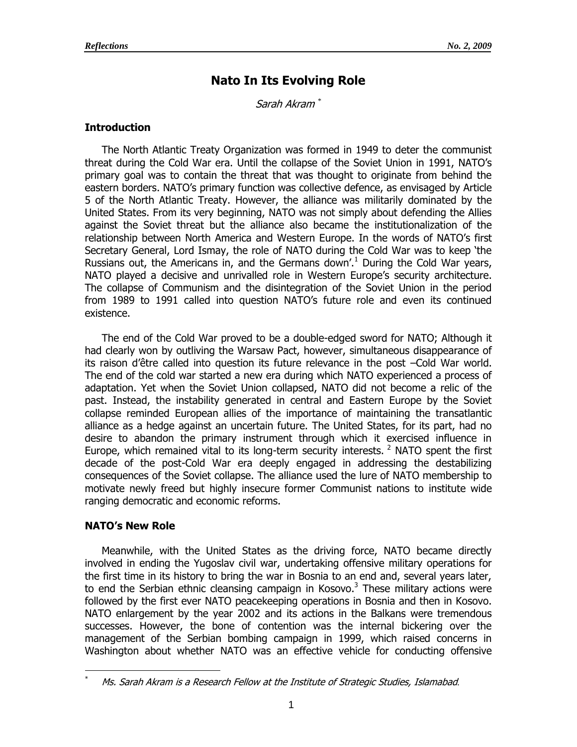# Nato In Its Evolving Role

*Sarah Akram* [*]

## Introduction

The North Atlantic Treaty Organization was formed in 1949 to deter the communist threat during the Cold War era. Until the collapse of the Soviet Union in 1991, NATO's primary goal was to contain the threat that was thought to originate from behind the eastern borders. NATO's primary function was collective defence, as envisaged by Article 5 of the North Atlantic Treaty. However, the alliance was militarily dominated by the United States. From its very beginning, NATO was not simply about defending the Allies against the Soviet threat but the alliance also became the institutionalization of the relationship between North America and Western Europe. In the words of NATO's first Secretary General, Lord Ismay, the role of NATO during the Cold War was to keep 'the Russians out, the Americans in, and the Germans down'.[1] During the Cold War years, NATO played a decisive and unrivalled role in Western Europe's security architecture. The collapse of Communism and the disintegration of the Soviet Union in the period from 1989 to 1991 called into question NATO's future role and even its continued existence.

The end of the Cold War proved to be a double-edged sword for NATO; Although it had clearly won by outliving the Warsaw Pact, however, simultaneous disappearance of its raison d'être called into question its future relevance in the post –Cold War world. The end of the cold war started a new era during which NATO experienced a process of adaptation. Yet when the Soviet Union collapsed, NATO did not become a relic of the past. Instead, the instability generated in central and Eastern Europe by the Soviet collapse reminded European allies of the importance of maintaining the transatlantic alliance as a hedge against an uncertain future. The United States, for its part, had no desire to abandon the primary instrument through which it exercised influence in Europe, which remained vital to its long-term security interests. [2] NATO spent the first decade of the post-Cold War era deeply engaged in addressing the destabilizing consequences of the Soviet collapse. The alliance used the lure of NATO membership to motivate newly freed but highly insecure former Communist nations to institute wide ranging democratic and economic reforms.

## NATO's New Role

Meanwhile, with the United States as the driving force, NATO became directly involved in ending the Yugoslav civil war, undertaking offensive military operations for the first time in its history to bring the war in Bosnia to an end and, several years later, to end the Serbian ethnic cleansing campaign in Kosovo.[3] These military actions were followed by the first ever NATO peacekeeping operations in Bosnia and then in Kosovo. NATO enlargement by the year 2002 and its actions in the Balkans were tremendous successes. However, the bone of contention was the internal bickering over the management of the Serbian bombing campaign in 1999, which raised concerns in Washington about whether NATO was an effective vehicle for conducting offensive

---

[*] *Ms. Sarah Akram is a Research Fellow at the Institute of Strategic Studies, Islamabad.*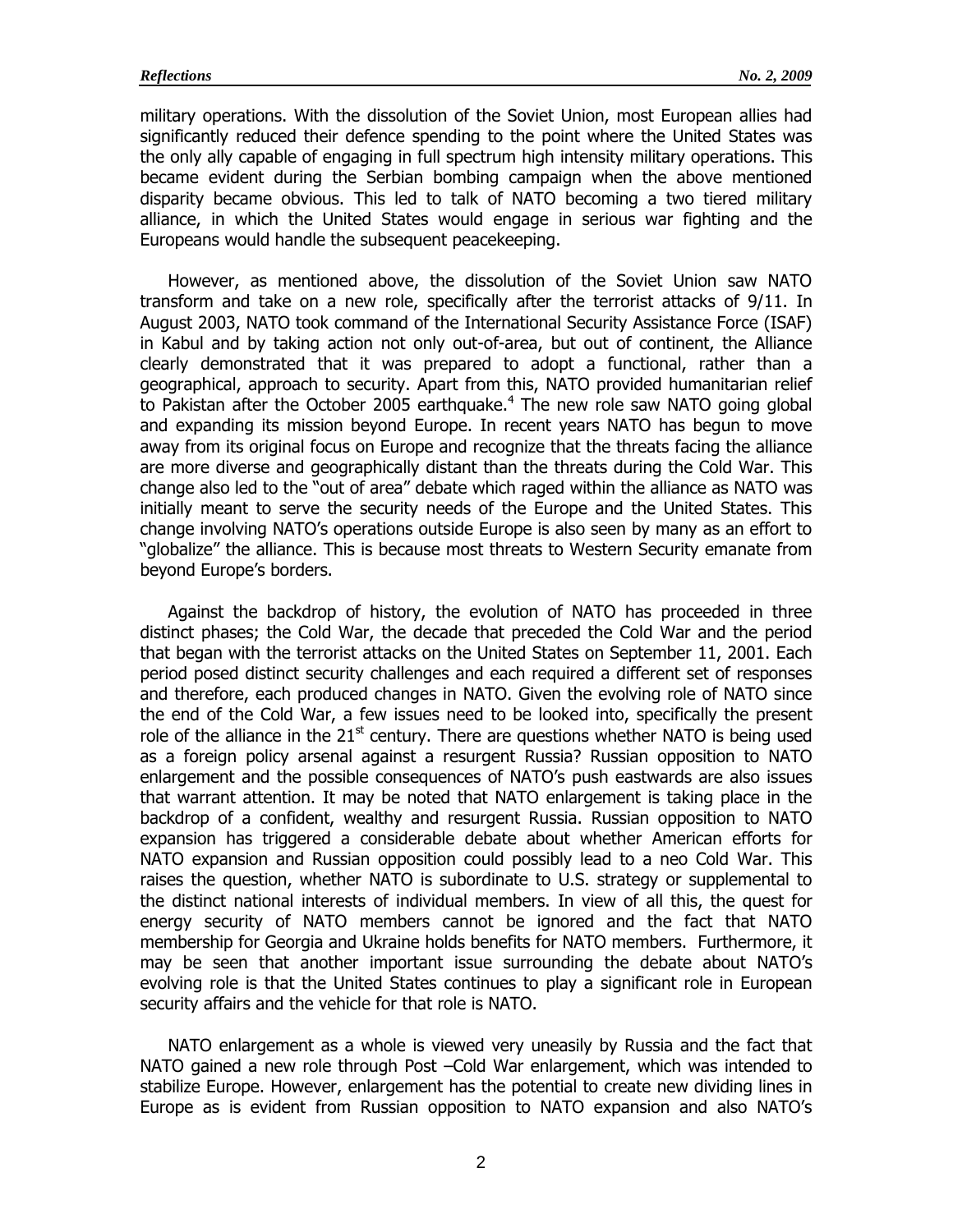military operations. With the dissolution of the Soviet Union, most European allies had significantly reduced their defence spending to the point where the United States was the only ally capable of engaging in full spectrum high intensity military operations. This became evident during the Serbian bombing campaign when the above mentioned disparity became obvious. This led to talk of NATO becoming a two tiered military alliance, in which the United States would engage in serious war fighting and the Europeans would handle the subsequent peacekeeping.

However, as mentioned above, the dissolution of the Soviet Union saw NATO transform and take on a new role, specifically after the terrorist attacks of 9/11. In August 2003, NATO took command of the International Security Assistance Force (ISAF) in Kabul and by taking action not only out-of-area, but out of continent, the Alliance clearly demonstrated that it was prepared to adopt a functional, rather than a geographical, approach to security. Apart from this, NATO provided humanitarian relief to Pakistan after the October 2005 earthquake.[4] The new role saw NATO going global and expanding its mission beyond Europe. In recent years NATO has begun to move away from its original focus on Europe and recognize that the threats facing the alliance are more diverse and geographically distant than the threats during the Cold War. This change also led to the "out of area" debate which raged within the alliance as NATO was initially meant to serve the security needs of the Europe and the United States. This change involving NATO's operations outside Europe is also seen by many as an effort to "globalize" the alliance. This is because most threats to Western Security emanate from beyond Europe's borders.

Against the backdrop of history, the evolution of NATO has proceeded in three distinct phases; the Cold War, the decade that preceded the Cold War and the period that began with the terrorist attacks on the United States on September 11, 2001. Each period posed distinct security challenges and each required a different set of responses and therefore, each produced changes in NATO. Given the evolving role of NATO since the end of the Cold War, a few issues need to be looked into, specifically the present role of the alliance in the 21st century. There are questions whether NATO is being used as a foreign policy arsenal against a resurgent Russia? Russian opposition to NATO enlargement and the possible consequences of NATO's push eastwards are also issues that warrant attention. It may be noted that NATO enlargement is taking place in the backdrop of a confident, wealthy and resurgent Russia. Russian opposition to NATO expansion has triggered a considerable debate about whether American efforts for NATO expansion and Russian opposition could possibly lead to a neo Cold War. This raises the question, whether NATO is subordinate to U.S. strategy or supplemental to the distinct national interests of individual members. In view of all this, the quest for energy security of NATO members cannot be ignored and the fact that NATO membership for Georgia and Ukraine holds benefits for NATO members. Furthermore, it may be seen that another important issue surrounding the debate about NATO's evolving role is that the United States continues to play a significant role in European security affairs and the vehicle for that role is NATO.

NATO enlargement as a whole is viewed very uneasily by Russia and the fact that NATO gained a new role through Post –Cold War enlargement, which was intended to stabilize Europe. However, enlargement has the potential to create new dividing lines in Europe as is evident from Russian opposition to NATO expansion and also NATO's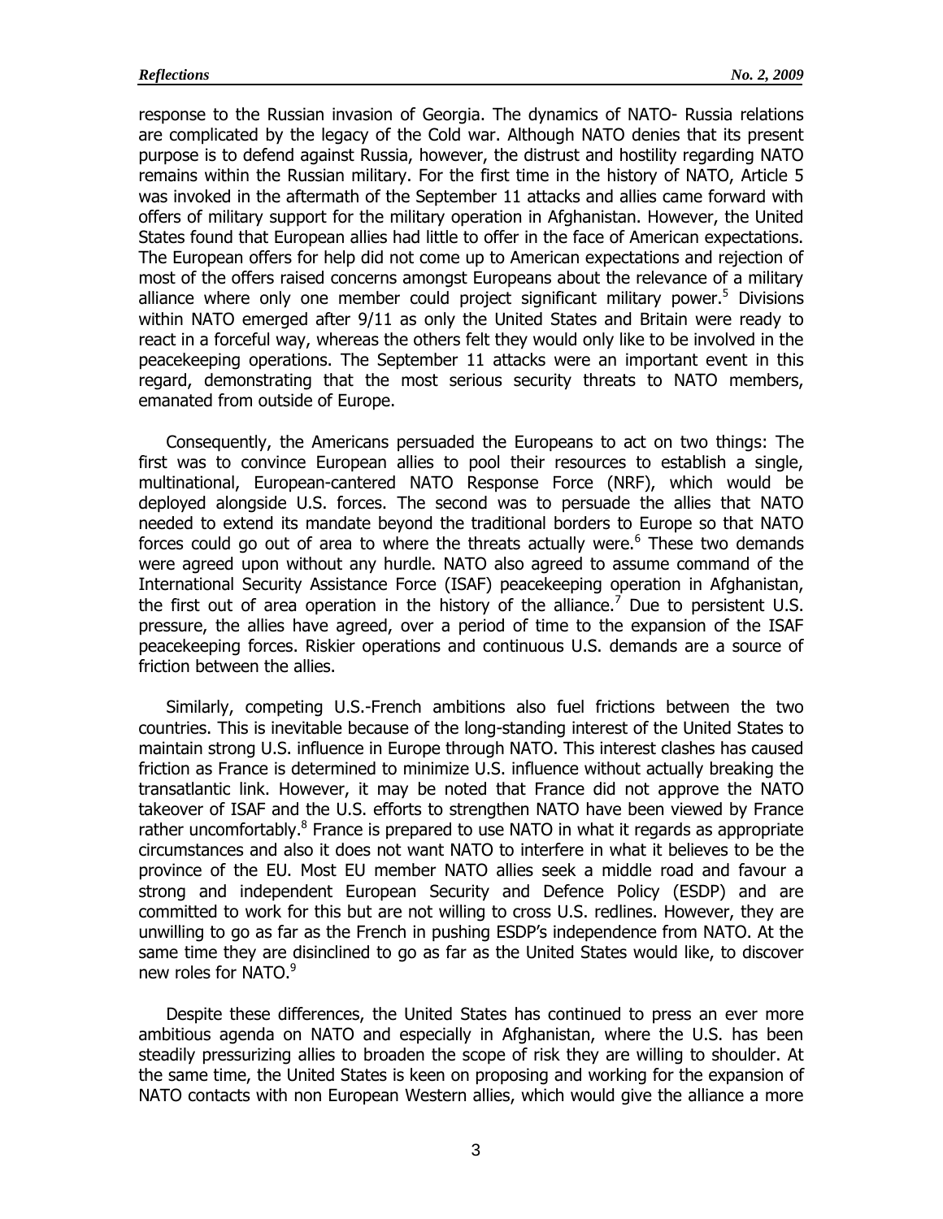response to the Russian invasion of Georgia. The dynamics of NATO- Russia relations are complicated by the legacy of the Cold war. Although NATO denies that its present purpose is to defend against Russia, however, the distrust and hostility regarding NATO remains within the Russian military. For the first time in the history of NATO, Article 5 was invoked in the aftermath of the September 11 attacks and allies came forward with offers of military support for the military operation in Afghanistan. However, the United States found that European allies had little to offer in the face of American expectations. The European offers for help did not come up to American expectations and rejection of most of the offers raised concerns amongst Europeans about the relevance of a military alliance where only one member could project significant military power.[5] Divisions within NATO emerged after 9/11 as only the United States and Britain were ready to react in a forceful way, whereas the others felt they would only like to be involved in the peacekeeping operations. The September 11 attacks were an important event in this regard, demonstrating that the most serious security threats to NATO members, emanated from outside of Europe.

Consequently, the Americans persuaded the Europeans to act on two things: The first was to convince European allies to pool their resources to establish a single, multinational, European-cantered NATO Response Force (NRF), which would be deployed alongside U.S. forces. The second was to persuade the allies that NATO needed to extend its mandate beyond the traditional borders to Europe so that NATO forces could go out of area to where the threats actually were.[6] These two demands were agreed upon without any hurdle. NATO also agreed to assume command of the International Security Assistance Force (ISAF) peacekeeping operation in Afghanistan, the first out of area operation in the history of the alliance.[7] Due to persistent U.S. pressure, the allies have agreed, over a period of time to the expansion of the ISAF peacekeeping forces. Riskier operations and continuous U.S. demands are a source of friction between the allies.

Similarly, competing U.S.-French ambitions also fuel frictions between the two countries. This is inevitable because of the long-standing interest of the United States to maintain strong U.S. influence in Europe through NATO. This interest clashes has caused friction as France is determined to minimize U.S. influence without actually breaking the transatlantic link. However, it may be noted that France did not approve the NATO takeover of ISAF and the U.S. efforts to strengthen NATO have been viewed by France rather uncomfortably.[8] France is prepared to use NATO in what it regards as appropriate circumstances and also it does not want NATO to interfere in what it believes to be the province of the EU. Most EU member NATO allies seek a middle road and favour a strong and independent European Security and Defence Policy (ESDP) and are committed to work for this but are not willing to cross U.S. redlines. However, they are unwilling to go as far as the French in pushing ESDP's independence from NATO. At the same time they are disinclined to go as far as the United States would like, to discover new roles for NATO.[9]

Despite these differences, the United States has continued to press an ever more ambitious agenda on NATO and especially in Afghanistan, where the U.S. has been steadily pressurizing allies to broaden the scope of risk they are willing to shoulder. At the same time, the United States is keen on proposing and working for the expansion of NATO contacts with non European Western allies, which would give the alliance a more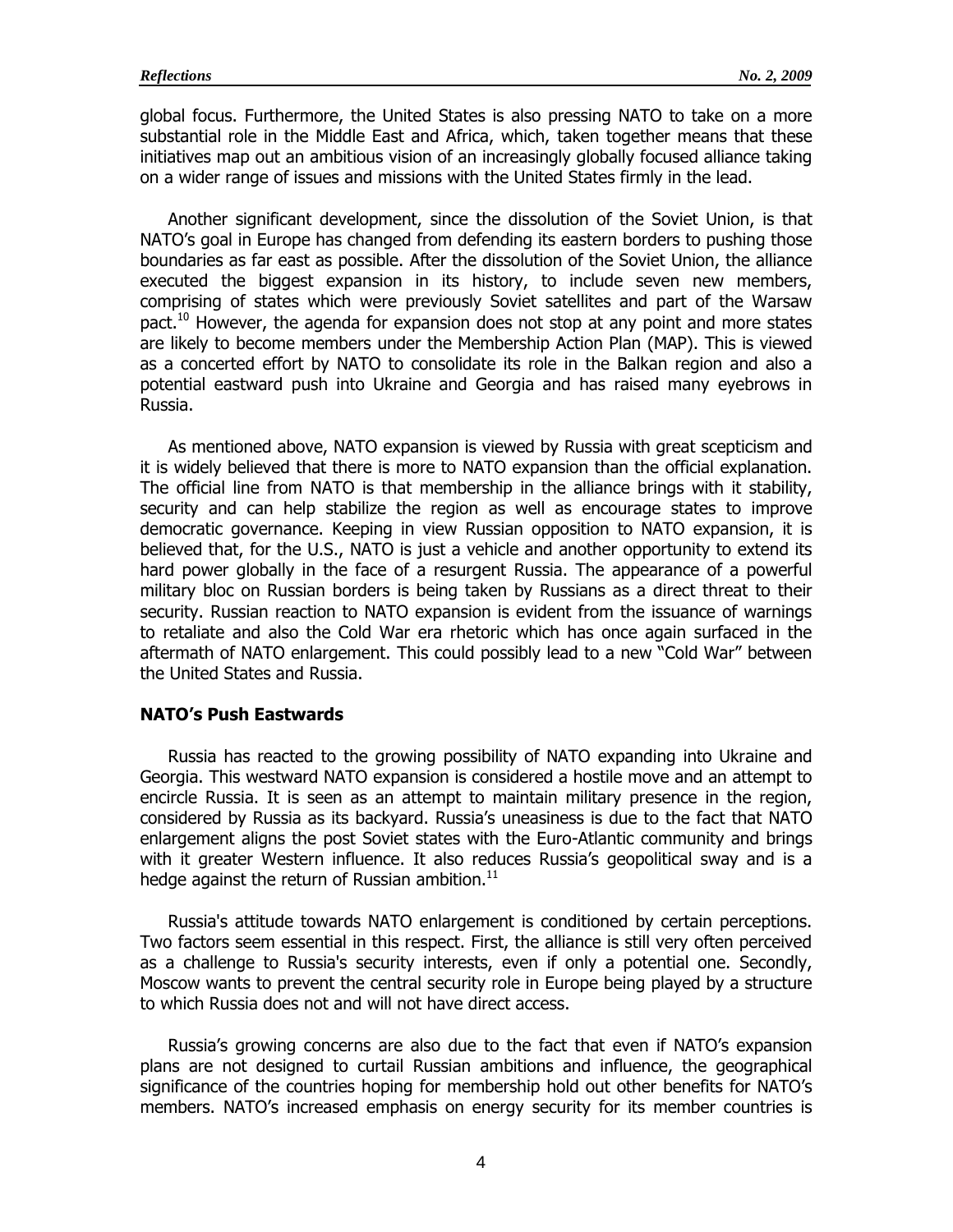global focus. Furthermore, the United States is also pressing NATO to take on a more substantial role in the Middle East and Africa, which, taken together means that these initiatives map out an ambitious vision of an increasingly globally focused alliance taking on a wider range of issues and missions with the United States firmly in the lead.

Another significant development, since the dissolution of the Soviet Union, is that NATO's goal in Europe has changed from defending its eastern borders to pushing those boundaries as far east as possible. After the dissolution of the Soviet Union, the alliance executed the biggest expansion in its history, to include seven new members, comprising of states which were previously Soviet satellites and part of the Warsaw pact.[10] However, the agenda for expansion does not stop at any point and more states are likely to become members under the Membership Action Plan (MAP). This is viewed as a concerted effort by NATO to consolidate its role in the Balkan region and also a potential eastward push into Ukraine and Georgia and has raised many eyebrows in Russia.

As mentioned above, NATO expansion is viewed by Russia with great scepticism and it is widely believed that there is more to NATO expansion than the official explanation. The official line from NATO is that membership in the alliance brings with it stability, security and can help stabilize the region as well as encourage states to improve democratic governance. Keeping in view Russian opposition to NATO expansion, it is believed that, for the U.S., NATO is just a vehicle and another opportunity to extend its hard power globally in the face of a resurgent Russia. The appearance of a powerful military bloc on Russian borders is being taken by Russians as a direct threat to their security. Russian reaction to NATO expansion is evident from the issuance of warnings to retaliate and also the Cold War era rhetoric which has once again surfaced in the aftermath of NATO enlargement. This could possibly lead to a new "Cold War" between the United States and Russia.

**NATO's Push Eastwards**

Russia has reacted to the growing possibility of NATO expanding into Ukraine and Georgia. This westward NATO expansion is considered a hostile move and an attempt to encircle Russia. It is seen as an attempt to maintain military presence in the region, considered by Russia as its backyard. Russia's uneasiness is due to the fact that NATO enlargement aligns the post Soviet states with the Euro-Atlantic community and brings with it greater Western influence. It also reduces Russia's geopolitical sway and is a hedge against the return of Russian ambition.[11]

Russia's attitude towards NATO enlargement is conditioned by certain perceptions. Two factors seem essential in this respect. First, the alliance is still very often perceived as a challenge to Russia's security interests, even if only a potential one. Secondly, Moscow wants to prevent the central security role in Europe being played by a structure to which Russia does not and will not have direct access.

Russia's growing concerns are also due to the fact that even if NATO's expansion plans are not designed to curtail Russian ambitions and influence, the geographical significance of the countries hoping for membership hold out other benefits for NATO's members. NATO's increased emphasis on energy security for its member countries is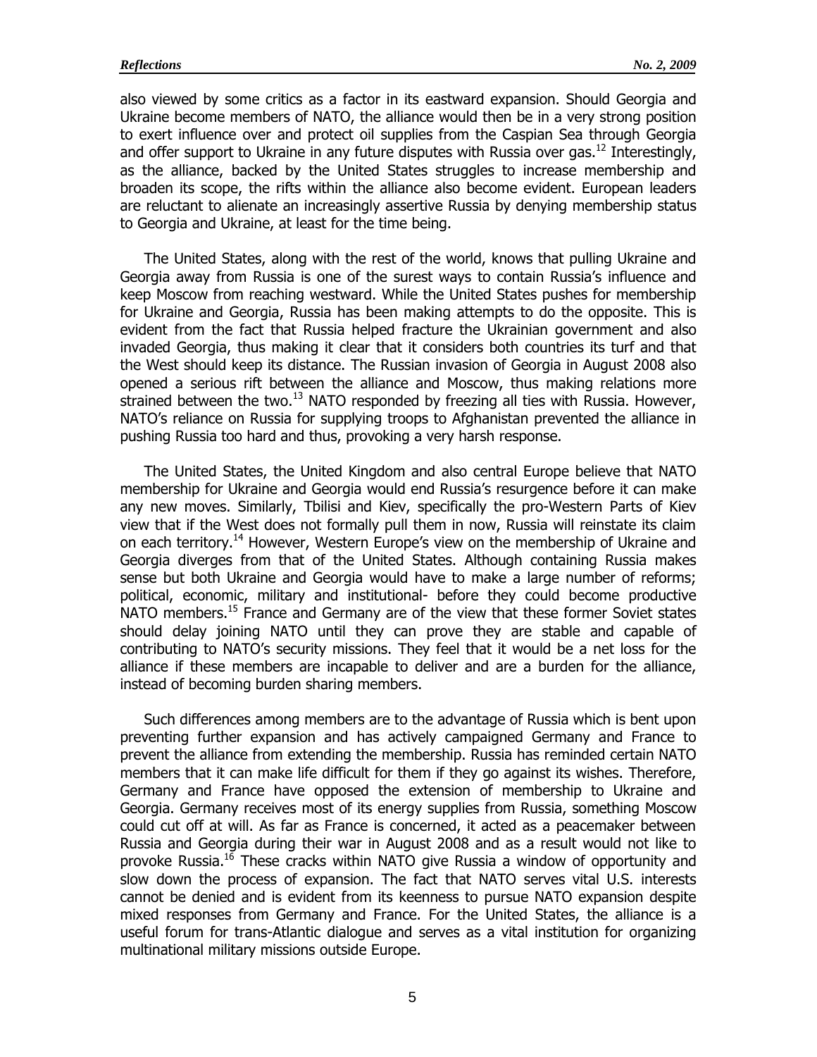also viewed by some critics as a factor in its eastward expansion. Should Georgia and Ukraine become members of NATO, the alliance would then be in a very strong position to exert influence over and protect oil supplies from the Caspian Sea through Georgia and offer support to Ukraine in any future disputes with Russia over gas.[12] Interestingly, as the alliance, backed by the United States struggles to increase membership and broaden its scope, the rifts within the alliance also become evident. European leaders are reluctant to alienate an increasingly assertive Russia by denying membership status to Georgia and Ukraine, at least for the time being.

The United States, along with the rest of the world, knows that pulling Ukraine and Georgia away from Russia is one of the surest ways to contain Russia's influence and keep Moscow from reaching westward. While the United States pushes for membership for Ukraine and Georgia, Russia has been making attempts to do the opposite. This is evident from the fact that Russia helped fracture the Ukrainian government and also invaded Georgia, thus making it clear that it considers both countries its turf and that the West should keep its distance. The Russian invasion of Georgia in August 2008 also opened a serious rift between the alliance and Moscow, thus making relations more strained between the two.[13] NATO responded by freezing all ties with Russia. However, NATO's reliance on Russia for supplying troops to Afghanistan prevented the alliance in pushing Russia too hard and thus, provoking a very harsh response.

The United States, the United Kingdom and also central Europe believe that NATO membership for Ukraine and Georgia would end Russia's resurgence before it can make any new moves. Similarly, Tbilisi and Kiev, specifically the pro-Western Parts of Kiev view that if the West does not formally pull them in now, Russia will reinstate its claim on each territory.[14] However, Western Europe's view on the membership of Ukraine and Georgia diverges from that of the United States. Although containing Russia makes sense but both Ukraine and Georgia would have to make a large number of reforms; political, economic, military and institutional- before they could become productive NATO members.[15] France and Germany are of the view that these former Soviet states should delay joining NATO until they can prove they are stable and capable of contributing to NATO's security missions. They feel that it would be a net loss for the alliance if these members are incapable to deliver and are a burden for the alliance, instead of becoming burden sharing members.

Such differences among members are to the advantage of Russia which is bent upon preventing further expansion and has actively campaigned Germany and France to prevent the alliance from extending the membership. Russia has reminded certain NATO members that it can make life difficult for them if they go against its wishes. Therefore, Germany and France have opposed the extension of membership to Ukraine and Georgia. Germany receives most of its energy supplies from Russia, something Moscow could cut off at will. As far as France is concerned, it acted as a peacemaker between Russia and Georgia during their war in August 2008 and as a result would not like to provoke Russia.[16] These cracks within NATO give Russia a window of opportunity and slow down the process of expansion. The fact that NATO serves vital U.S. interests cannot be denied and is evident from its keenness to pursue NATO expansion despite mixed responses from Germany and France. For the United States, the alliance is a useful forum for trans-Atlantic dialogue and serves as a vital institution for organizing multinational military missions outside Europe.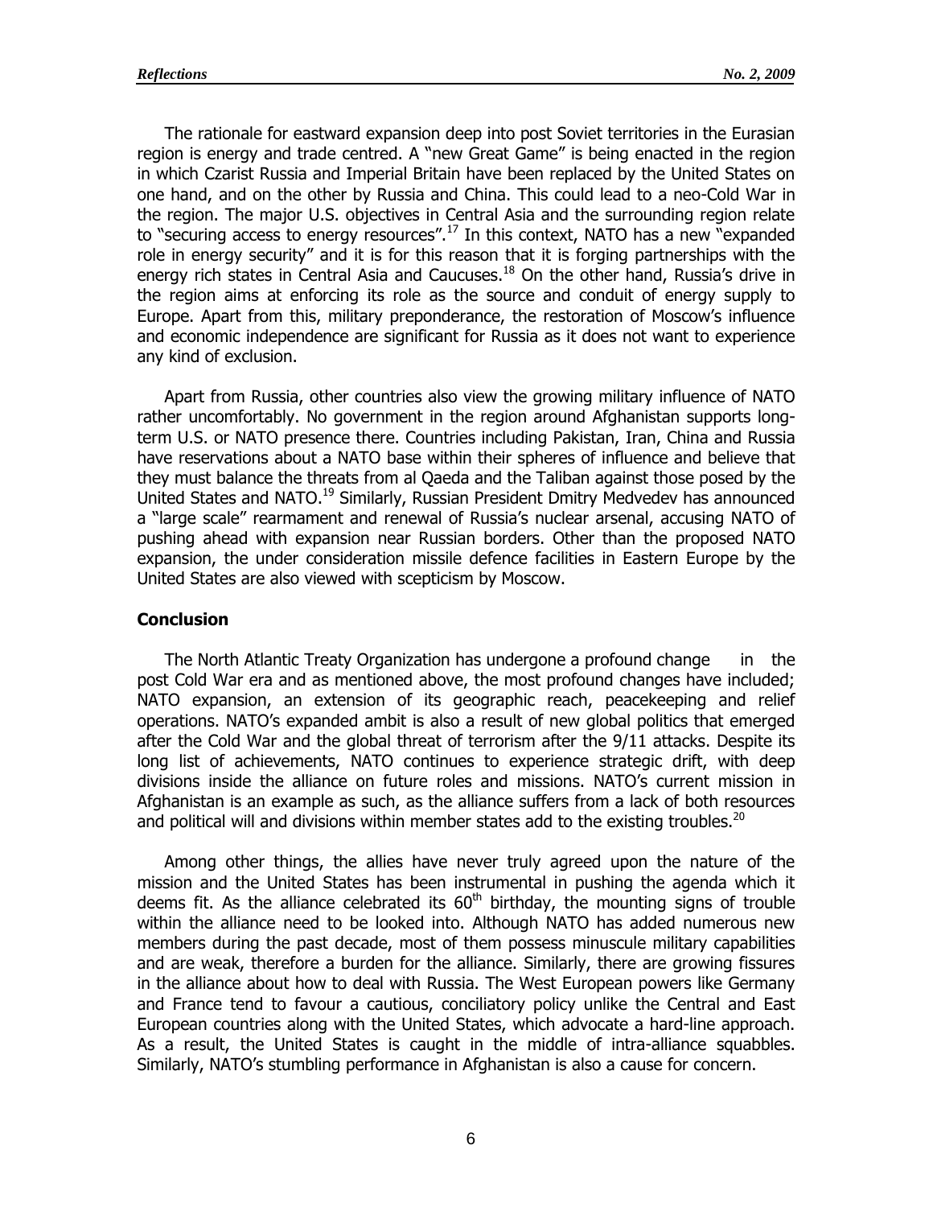The rationale for eastward expansion deep into post Soviet territories in the Eurasian region is energy and trade centred. A "new Great Game" is being enacted in the region in which Czarist Russia and Imperial Britain have been replaced by the United States on one hand, and on the other by Russia and China. This could lead to a neo-Cold War in the region. The major U.S. objectives in Central Asia and the surrounding region relate to "securing access to energy resources".[17] In this context, NATO has a new "expanded role in energy security" and it is for this reason that it is forging partnerships with the energy rich states in Central Asia and Caucuses.[18] On the other hand, Russia's drive in the region aims at enforcing its role as the source and conduit of energy supply to Europe. Apart from this, military preponderance, the restoration of Moscow's influence and economic independence are significant for Russia as it does not want to experience any kind of exclusion.

Apart from Russia, other countries also view the growing military influence of NATO rather uncomfortably. No government in the region around Afghanistan supports long-term U.S. or NATO presence there. Countries including Pakistan, Iran, China and Russia have reservations about a NATO base within their spheres of influence and believe that they must balance the threats from al Qaeda and the Taliban against those posed by the United States and NATO.[19] Similarly, Russian President Dmitry Medvedev has announced a "large scale" rearmament and renewal of Russia's nuclear arsenal, accusing NATO of pushing ahead with expansion near Russian borders. Other than the proposed NATO expansion, the under consideration missile defence facilities in Eastern Europe by the United States are also viewed with scepticism by Moscow.

## Conclusion

The North Atlantic Treaty Organization has undergone a profound change in the post Cold War era and as mentioned above, the most profound changes have included; NATO expansion, an extension of its geographic reach, peacekeeping and relief operations. NATO's expanded ambit is also a result of new global politics that emerged after the Cold War and the global threat of terrorism after the 9/11 attacks. Despite its long list of achievements, NATO continues to experience strategic drift, with deep divisions inside the alliance on future roles and missions. NATO's current mission in Afghanistan is an example as such, as the alliance suffers from a lack of both resources and political will and divisions within member states add to the existing troubles.[20]

Among other things, the allies have never truly agreed upon the nature of the mission and the United States has been instrumental in pushing the agenda which it deems fit. As the alliance celebrated its 60th birthday, the mounting signs of trouble within the alliance need to be looked into. Although NATO has added numerous new members during the past decade, most of them possess minuscule military capabilities and are weak, therefore a burden for the alliance. Similarly, there are growing fissures in the alliance about how to deal with Russia. The West European powers like Germany and France tend to favour a cautious, conciliatory policy unlike the Central and East European countries along with the United States, which advocate a hard-line approach. As a result, the United States is caught in the middle of intra-alliance squabbles. Similarly, NATO's stumbling performance in Afghanistan is also a cause for concern.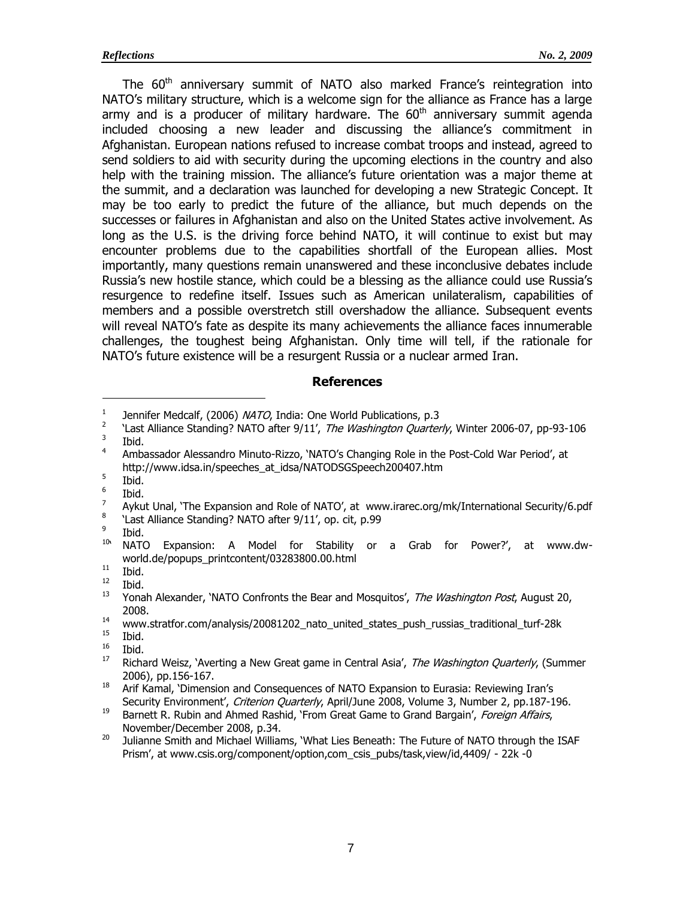The 60th anniversary summit of NATO also marked France's reintegration into NATO's military structure, which is a welcome sign for the alliance as France has a large army and is a producer of military hardware. The 60th anniversary summit agenda included choosing a new leader and discussing the alliance's commitment in Afghanistan. European nations refused to increase combat troops and instead, agreed to send soldiers to aid with security during the upcoming elections in the country and also help with the training mission. The alliance's future orientation was a major theme at the summit, and a declaration was launched for developing a new Strategic Concept. It may be too early to predict the future of the alliance, but much depends on the successes or failures in Afghanistan and also on the United States active involvement. As long as the U.S. is the driving force behind NATO, it will continue to exist but may encounter problems due to the capabilities shortfall of the European allies. Most importantly, many questions remain unanswered and these inconclusive debates include Russia's new hostile stance, which could be a blessing as the alliance could use Russia's resurgence to redefine itself. Issues such as American unilateralism, capabilities of members and a possible overstretch still overshadow the alliance. Subsequent events will reveal NATO's fate as despite its many achievements the alliance faces innumerable challenges, the toughest being Afghanistan. Only time will tell, if the rationale for NATO's future existence will be a resurgent Russia or a nuclear armed Iran.

## References

[1] Jennifer Medcalf, (2006) *NATO*, India: One World Publications, p.3

[2] 'Last Alliance Standing? NATO after 9/11', *The Washington Quarterly*, Winter 2006-07, pp-93-106

[3] Ibid.

[4] Ambassador Alessandro Minuto-Rizzo, 'NATO's Changing Role in the Post-Cold War Period', at http://www.idsa.in/speeches_at_idsa/NATODSGSpeech200407.htm

[5] Ibid.

[6] Ibid.

[7] Aykut Unal, 'The Expansion and Role of NATO', at www.irarec.org/mk/International Security/6.pdf

[8] 'Last Alliance Standing? NATO after 9/11', op. cit, p.99

[9] Ibid.

[10] NATO Expansion: A Model for Stability or a Grab for Power?', at www.dw-world.de/popups_printcontent/03283800.00.html

[11] Ibid.

[12] Ibid.

[13] Yonah Alexander, 'NATO Confronts the Bear and Mosquitos', *The Washington Post*, August 20, 2008.

[14] www.stratfor.com/analysis/20081202_nato_united_states_push_russias_traditional_turf-28k

[15] Ibid.

[16] Ibid.

[17] Richard Weisz, 'Averting a New Great game in Central Asia', *The Washington Quarterly*, (Summer 2006), pp.156-167.

[18] Arif Kamal, 'Dimension and Consequences of NATO Expansion to Eurasia: Reviewing Iran's Security Environment', *Criterion Quarterly*, April/June 2008, Volume 3, Number 2, pp.187-196.

[19] Barnett R. Rubin and Ahmed Rashid, 'From Great Game to Grand Bargain', *Foreign Affairs*, November/December 2008, p.34.

[20] Julianne Smith and Michael Williams, 'What Lies Beneath: The Future of NATO through the ISAF Prism', at www.csis.org/component/option,com_csis_pubs/task,view/id,4409/ - 22k -0